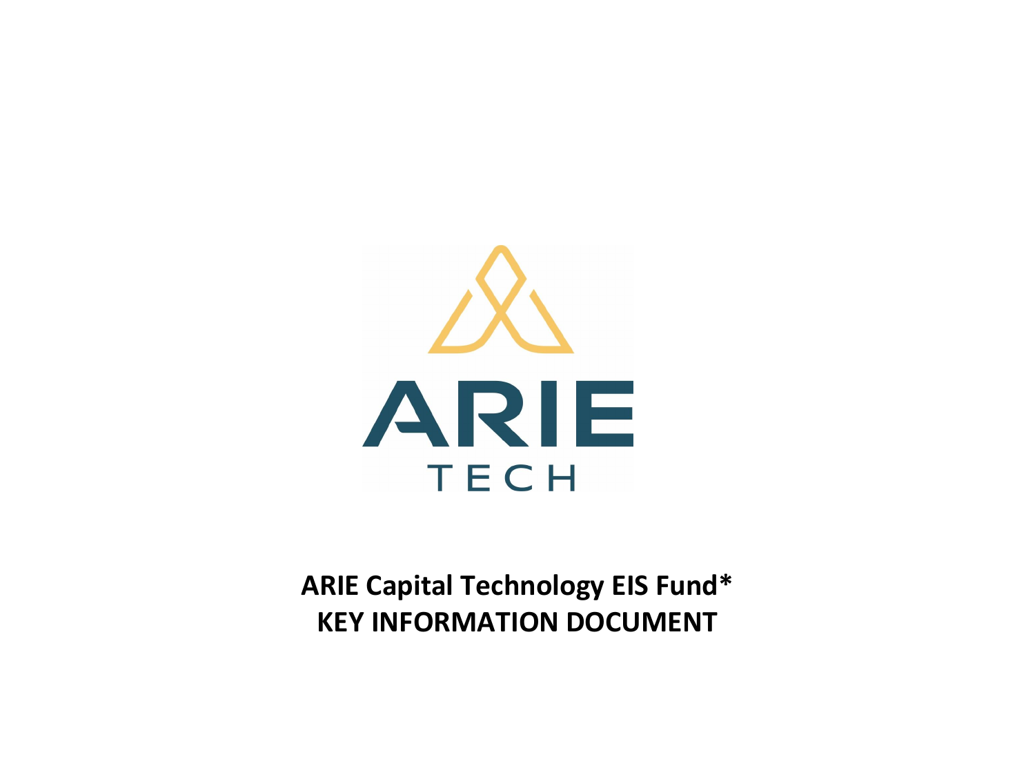ARIE
TECH

**ARIE Capital Technology EIS Fund***
**KEY INFORMATION DOCUMENT**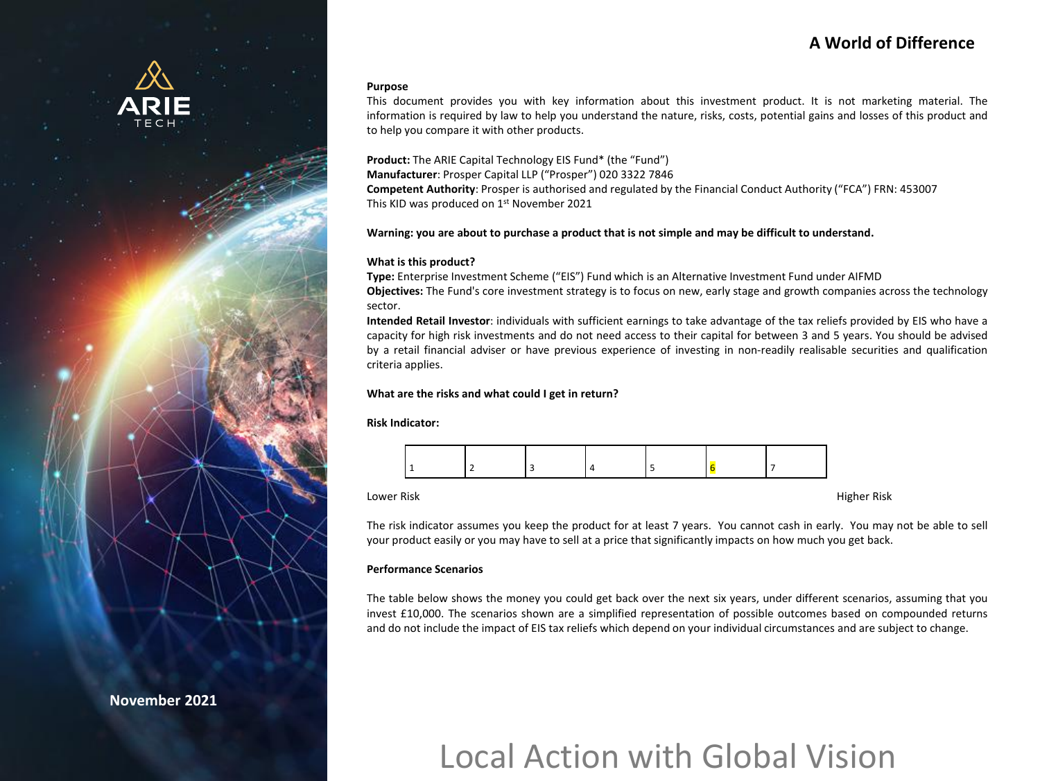ARIE
TECH

# A World of Difference

**Purpose**
This document provides you with key information about this investment product. It is not marketing material. The information is required by law to help you understand the nature, risks, costs, potential gains and losses of this product and to help you compare it with other products.

**Product:** The ARIE Capital Technology EIS Fund* (the "Fund")
**Manufacturer**: Prosper Capital LLP ("Prosper") 020 3322 7846
**Competent Authority**: Prosper is authorised and regulated by the Financial Conduct Authority ("FCA") FRN: 453007
This KID was produced on 1st November 2021

**Warning: you are about to purchase a product that is not simple and may be difficult to understand.**

**What is this product?**
**Type:** Enterprise Investment Scheme ("EIS") Fund which is an Alternative Investment Fund under AIFMD
**Objectives:** The Fund's core investment strategy is to focus on new, early stage and growth companies across the technology sector.
**Intended Retail Investor**: individuals with sufficient earnings to take advantage of the tax reliefs provided by EIS who have a capacity for high risk investments and do not need access to their capital for between 3 and 5 years. You should be advised by a retail financial adviser or have previous experience of investing in non-readily realisable securities and qualification criteria applies.

**What are the risks and what could I get in return?**

**Risk Indicator:**

| 1 | 2 | 3 | 4 | 5 | 6 | 7 |
|---|---|---|---|---|---|---|

Lower Risk — Higher Risk

The risk indicator assumes you keep the product for at least 7 years. You cannot cash in early. You may not be able to sell your product easily or you may have to sell at a price that significantly impacts on how much you get back.

**Performance Scenarios**

The table below shows the money you could get back over the next six years, under different scenarios, assuming that you invest £10,000. The scenarios shown are a simplified representation of possible outcomes based on compounded returns and do not include the impact of EIS tax reliefs which depend on your individual circumstances and are subject to change.

November 2021

Local Action with Global Vision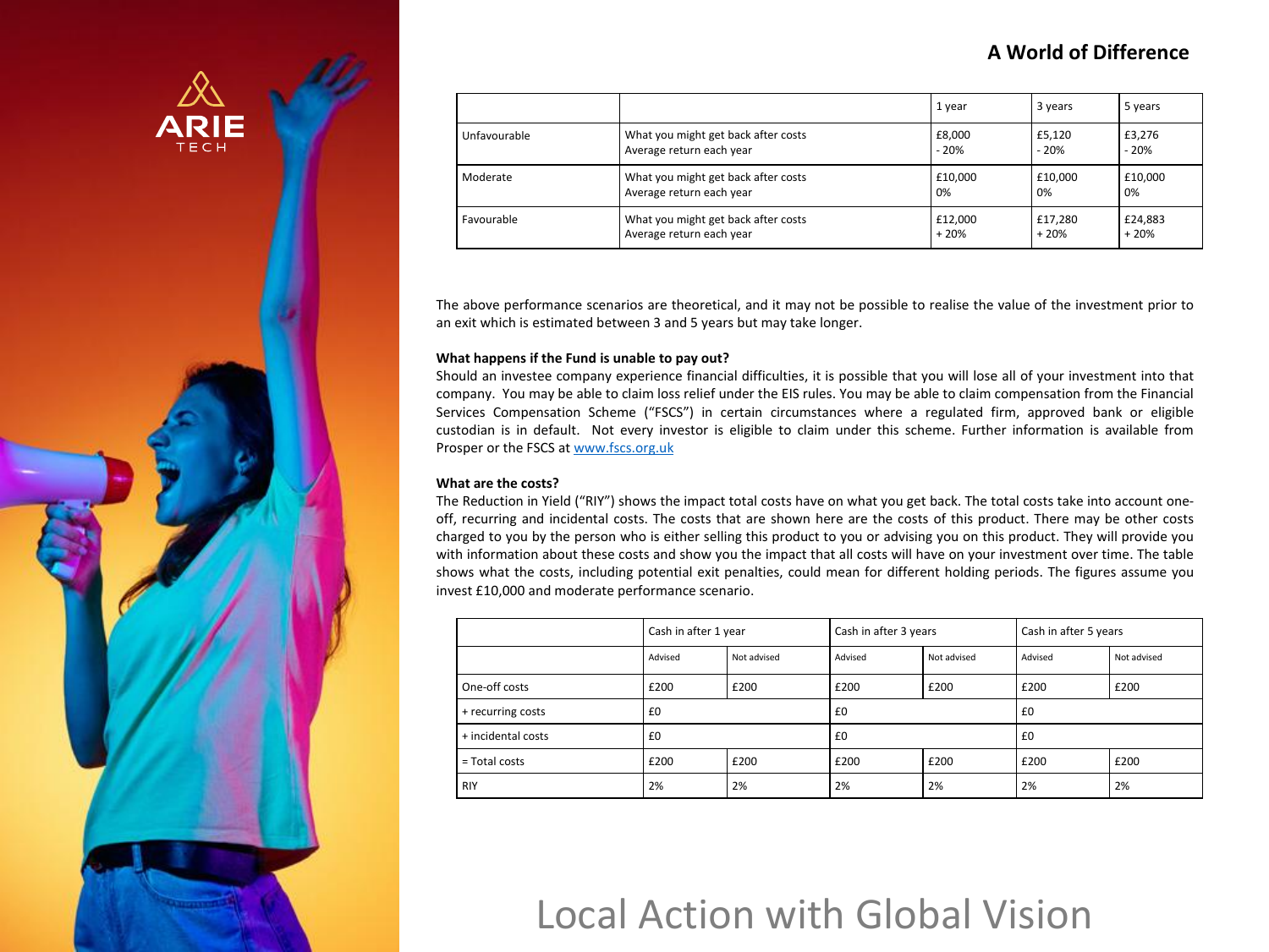## A World of Difference

| | | 1 year | 3 years | 5 years |
|---|---|---|---|---|
| Unfavourable | What you might get back after costs<br>Average return each year | £8,000<br>- 20% | £5,120<br>- 20% | £3,276<br>- 20% |
| Moderate | What you might get back after costs<br>Average return each year | £10,000<br>0% | £10,000<br>0% | £10,000<br>0% |
| Favourable | What you might get back after costs<br>Average return each year | £12,000<br>+ 20% | £17,280<br>+ 20% | £24,883<br>+ 20% |

The above performance scenarios are theoretical, and it may not be possible to realise the value of the investment prior to an exit which is estimated between 3 and 5 years but may take longer.

**What happens if the Fund is unable to pay out?**

Should an investee company experience financial difficulties, it is possible that you will lose all of your investment into that company. You may be able to claim loss relief under the EIS rules. You may be able to claim compensation from the Financial Services Compensation Scheme ("FSCS") in certain circumstances where a regulated firm, approved bank or eligible custodian is in default. Not every investor is eligible to claim under this scheme. Further information is available from Prosper or the FSCS at [www.fscs.org.uk](http://www.fscs.org.uk)

**What are the costs?**

The Reduction in Yield ("RIY") shows the impact total costs have on what you get back. The total costs take into account one-off, recurring and incidental costs. The costs that are shown here are the costs of this product. There may be other costs charged to you by the person who is either selling this product to you or advising you on this product. They will provide you with information about these costs and show you the impact that all costs will have on your investment over time. The table shows what the costs, including potential exit penalties, could mean for different holding periods. The figures assume you invest £10,000 and moderate performance scenario.

| | Cash in after 1 year | | Cash in after 3 years | | Cash in after 5 years | |
|---|---|---|---|---|---|---|
| | Advised | Not advised | Advised | Not advised | Advised | Not advised |
| One-off costs | £200 | £200 | £200 | £200 | £200 | £200 |
| + recurring costs | £0 | | £0 | | £0 | |
| + incidental costs | £0 | | £0 | | £0 | |
| = Total costs | £200 | £200 | £200 | £200 | £200 | £200 |
| RIY | 2% | 2% | 2% | 2% | 2% | 2% |

Local Action with Global Vision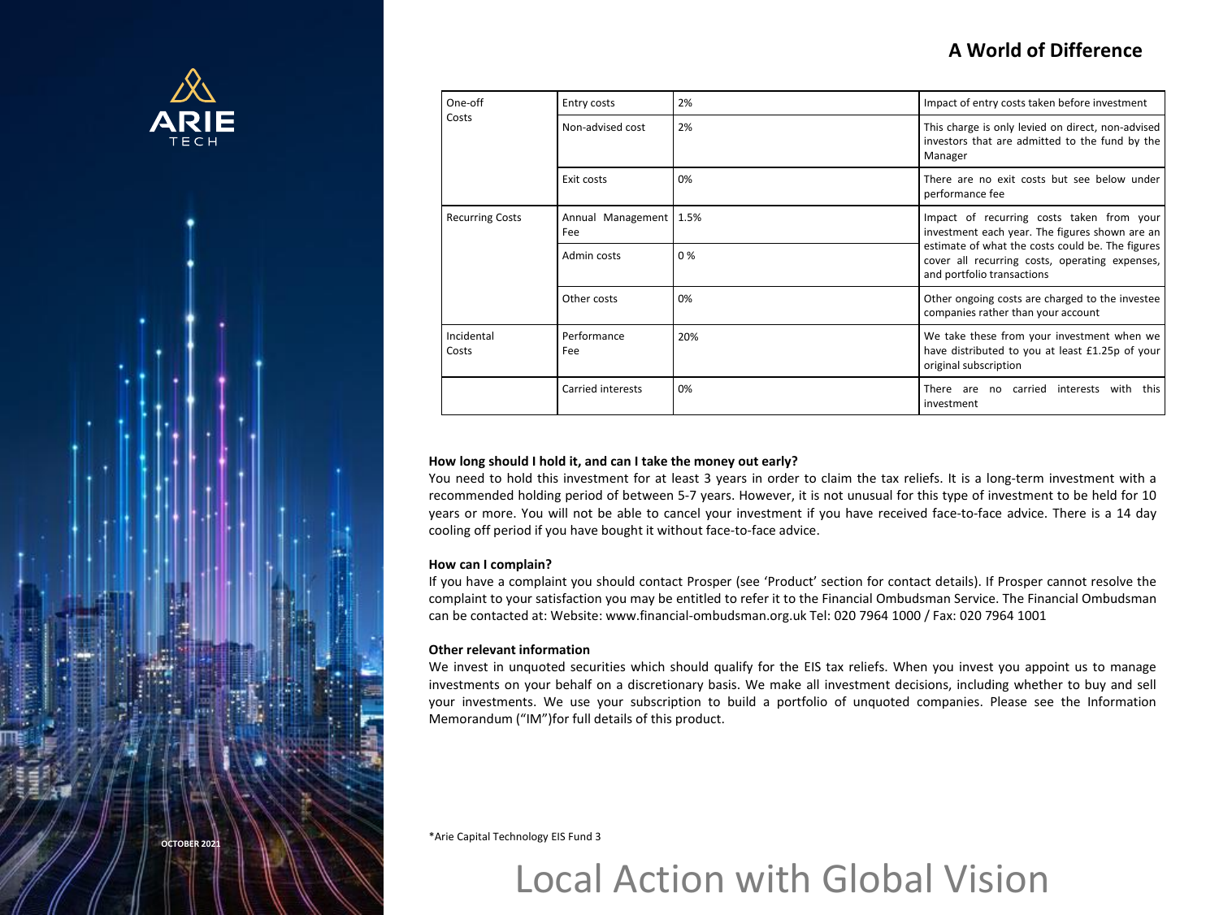| | | | |
|---|---|---|---|
| One-off Costs | Entry costs | 2% | Impact of entry costs taken before investment |
| | Non-advised cost | 2% | This charge is only levied on direct, non-advised investors that are admitted to the fund by the Manager |
| | Exit costs | 0% | There are no exit costs but see below under performance fee |
| Recurring Costs | Annual Management Fee | 1.5% | Impact of recurring costs taken from your investment each year. The figures shown are an estimate of what the costs could be. The figures cover all recurring costs, operating expenses, and portfolio transactions |
| | Admin costs | 0 % | |
| | Other costs | 0% | Other ongoing costs are charged to the investee companies rather than your account |
| Incidental Costs | Performance Fee | 20% | We take these from your investment when we have distributed to you at least £1.25p of your original subscription |
| | Carried interests | 0% | There are no carried interests with this investment |

**How long should I hold it, and can I take the money out early?**

You need to hold this investment for at least 3 years in order to claim the tax reliefs. It is a long-term investment with a recommended holding period of between 5-7 years. However, it is not unusual for this type of investment to be held for 10 years or more. You will not be able to cancel your investment if you have received face-to-face advice. There is a 14 day cooling off period if you have bought it without face-to-face advice.

**How can I complain?**

If you have a complaint you should contact Prosper (see 'Product' section for contact details). If Prosper cannot resolve the complaint to your satisfaction you may be entitled to refer it to the Financial Ombudsman Service. The Financial Ombudsman can be contacted at: Website: www.financial-ombudsman.org.uk Tel: 020 7964 1000 / Fax: 020 7964 1001

**Other relevant information**

We invest in unquoted securities which should qualify for the EIS tax reliefs. When you invest you appoint us to manage investments on your behalf on a discretionary basis. We make all investment decisions, including whether to buy and sell your investments. We use your subscription to build a portfolio of unquoted companies. Please see the Information Memorandum ("IM")for full details of this product.

*Arie Capital Technology EIS Fund 3